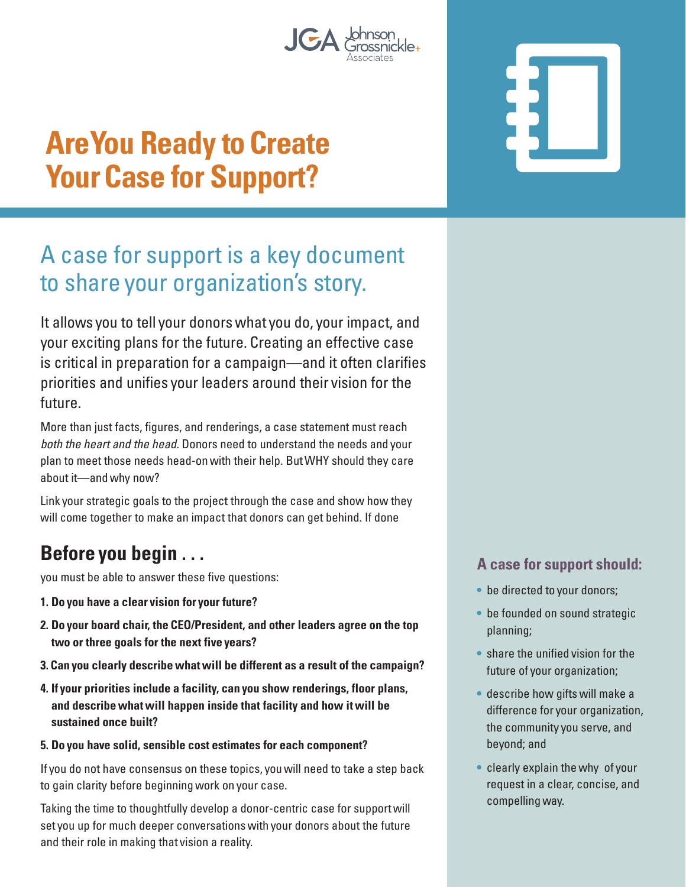# Are You Ready to Create Your Case for Support?

## A case for support is a key document to share your organization's story.

It allows you to tell your donors what you do, your impact, and your exciting plans for the future. Creating an effective case is critical in preparation for a campaign—and it often clarifies priorities and unifies your leaders around their vision for the future.

More than just facts, figures, and renderings, a case statement must reach *both the heart and the head.* Donors need to understand the needs and your plan to meet those needs head-on with their help. But WHY should they care about it—and why now?

Link your strategic goals to the project through the case and show how they will come together to make an impact that donors can get behind. If done

## Before you begin . . .

you must be able to answer these five questions:

1. **Do you have a clear vision for your future?**
2. **Do your board chair, the CEO/President, and other leaders agree on the top two or three goals for the next five years?**
3. **Can you clearly describe what will be different as a result of the campaign?**
4. **If your priorities include a facility, can you show renderings, floor plans, and describe what will happen inside that facility and how it will be sustained once built?**
5. **Do you have solid, sensible cost estimates for each component?**

If you do not have consensus on these topics, you will need to take a step back to gain clarity before beginning work on your case.

Taking the time to thoughtfully develop a donor-centric case for support will set you up for much deeper conversations with your donors about the future and their role in making that vision a reality.

### A case for support should:

- be directed to your donors;
- be founded on sound strategic planning;
- share the unified vision for the future of your organization;
- describe how gifts will make a difference for your organization, the community you serve, and beyond; and
- clearly explain the why of your request in a clear, concise, and compelling way.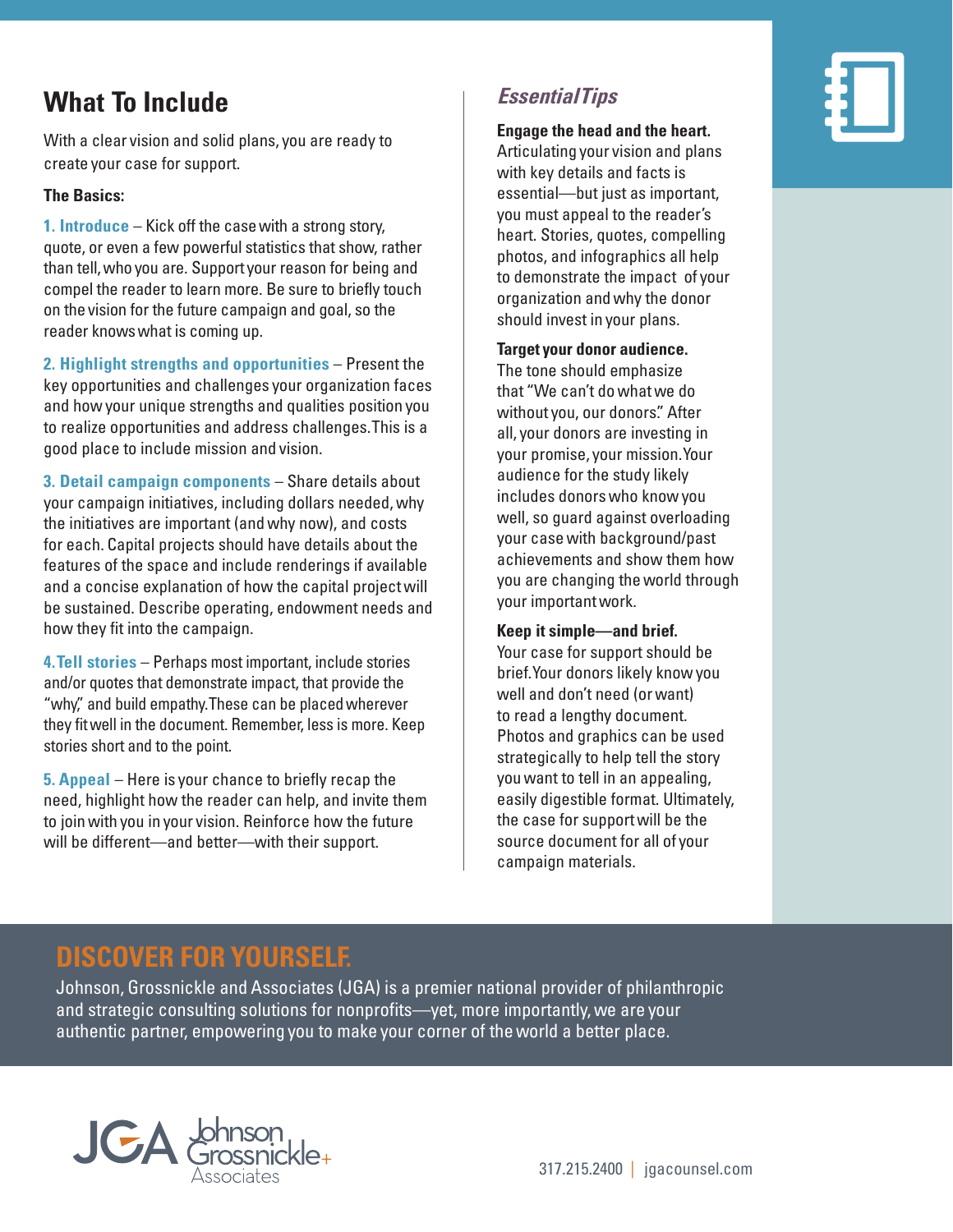## What To Include

With a clear vision and solid plans, you are ready to create your case for support.

**The Basics:**

**1. Introduce** – Kick off the case with a strong story, quote, or even a few powerful statistics that show, rather than tell, who you are. Support your reason for being and compel the reader to learn more. Be sure to briefly touch on the vision for the future campaign and goal, so the reader knows what is coming up.

**2. Highlight strengths and opportunities** – Present the key opportunities and challenges your organization faces and how your unique strengths and qualities position you to realize opportunities and address challenges. This is a good place to include mission and vision.

**3. Detail campaign components** – Share details about your campaign initiatives, including dollars needed, why the initiatives are important (and why now), and costs for each. Capital projects should have details about the features of the space and include renderings if available and a concise explanation of how the capital project will be sustained. Describe operating, endowment needs and how they fit into the campaign.

**4. Tell stories** – Perhaps most important, include stories and/or quotes that demonstrate impact, that provide the "why," and build empathy. These can be placed wherever they fit well in the document. Remember, less is more. Keep stories short and to the point.

**5. Appeal** – Here is your chance to briefly recap the need, highlight how the reader can help, and invite them to join with you in your vision. Reinforce how the future will be different—and better—with their support.

### *Essential Tips*

**Engage the head and the heart.**
Articulating your vision and plans with key details and facts is essential—but just as important, you must appeal to the reader's heart. Stories, quotes, compelling photos, and infographics all help to demonstrate the impact of your organization and why the donor should invest in your plans.

**Target your donor audience.**
The tone should emphasize that "We can't do what we do without you, our donors." After all, your donors are investing in your promise, your mission. Your audience for the study likely includes donors who know you well, so guard against overloading your case with background/past achievements and show them how you are changing the world through your important work.

**Keep it simple—and brief.**
Your case for support should be brief. Your donors likely know you well and don't need (or want) to read a lengthy document. Photos and graphics can be used strategically to help tell the story you want to tell in an appealing, easily digestible format. Ultimately, the case for support will be the source document for all of your campaign materials.

## DISCOVER FOR YOURSELF.

Johnson, Grossnickle and Associates (JGA) is a premier national provider of philanthropic and strategic consulting solutions for nonprofits—yet, more importantly, we are your authentic partner, empowering you to make your corner of the world a better place.

JGA Johnson Grossnickle + Associates

317.215.2400 | jgacounsel.com